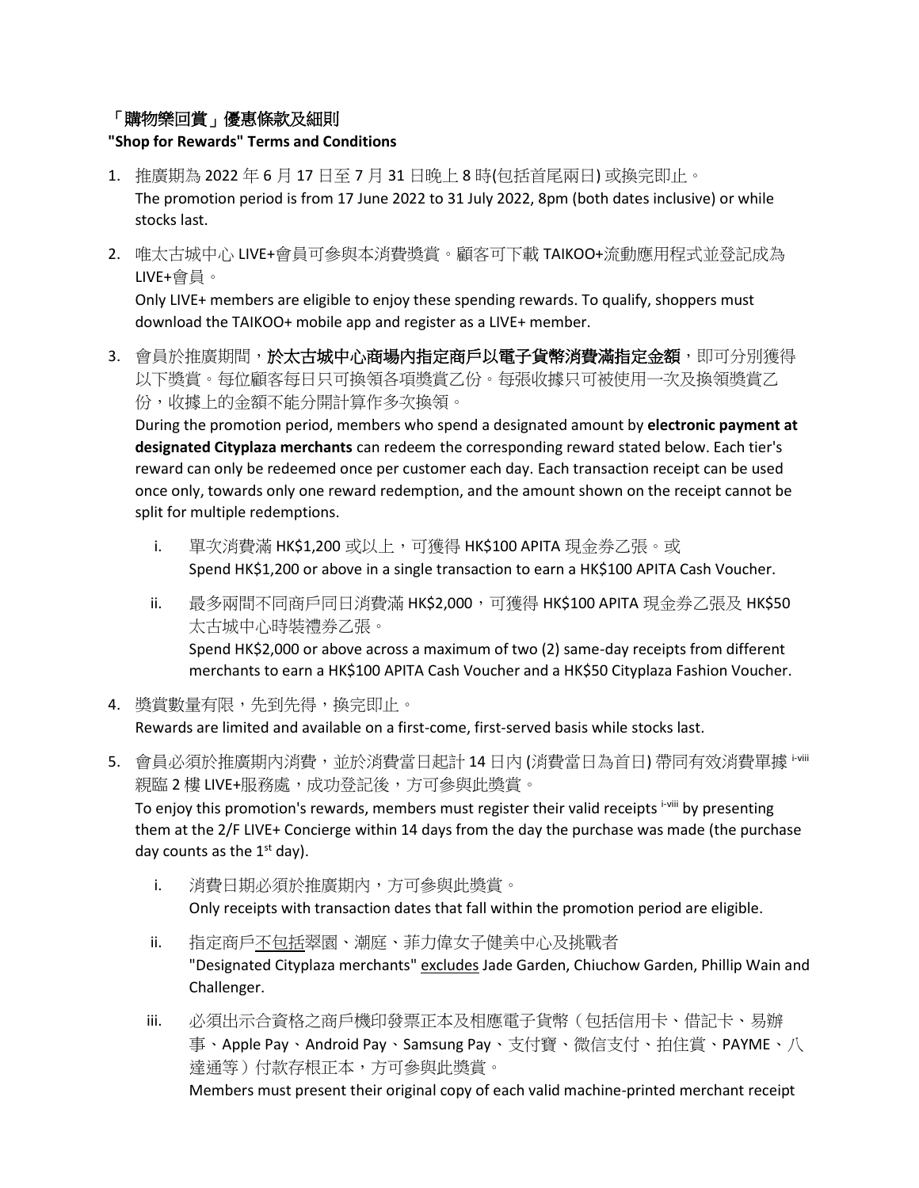## 「購物樂回賞」優惠條款及細則

**"Shop for Rewards" Terms and Conditions**

1. 推廣期為 2022 年 6 月 17 日至 7 月 31 日晚上 8 時(包括首尾兩日) 或換完即止。
   The promotion period is from 17 June 2022 to 31 July 2022, 8pm (both dates inclusive) or while stocks last.

2. 唯太古城中心 LIVE+會員可參與本消費獎賞。顧客可下載 TAIKOO+流動應用程式並登記成為 LIVE+會員。
   Only LIVE+ members are eligible to enjoy these spending rewards. To qualify, shoppers must download the TAIKOO+ mobile app and register as a LIVE+ member.

3. 會員於推廣期間，**於太古城中心商場內指定商戶以電子貨幣消費滿指定金額**，即可分別獲得以下獎賞。每位顧客每日只可換領各項獎賞乙份。每張收據只可被使用一次及換領獎賞乙份，收據上的金額不能分開計算作多次換領。
   During the promotion period, members who spend a designated amount by **electronic payment at designated Cityplaza merchants** can redeem the corresponding reward stated below. Each tier's reward can only be redeemed once per customer each day. Each transaction receipt can be used once only, towards only one reward redemption, and the amount shown on the receipt cannot be split for multiple redemptions.

   i. 單次消費滿 HK$1,200 或以上，可獲得 HK$100 APITA 現金券乙張。或
      Spend HK$1,200 or above in a single transaction to earn a HK$100 APITA Cash Voucher.

   ii. 最多兩間不同商戶同日消費滿 HK$2,000，可獲得 HK$100 APITA 現金券乙張及 HK$50 太古城中心時裝禮券乙張。
      Spend HK$2,000 or above across a maximum of two (2) same-day receipts from different merchants to earn a HK$100 APITA Cash Voucher and a HK$50 Cityplaza Fashion Voucher.

4. 獎賞數量有限，先到先得，換完即止。
   Rewards are limited and available on a first-come, first-served basis while stocks last.

5. 會員必須於推廣期內消費，並於消費當日起計 14 日內 (消費當日為首日) 帶同有效消費單據 [i-viii] 親臨 2 樓 LIVE+服務處，成功登記後，方可參與此獎賞。
   To enjoy this promotion's rewards, members must register their valid receipts [i-viii] by presenting them at the 2/F LIVE+ Concierge within 14 days from the day the purchase was made (the purchase day counts as the 1st day).

   i. 消費日期必須於推廣期內，方可參與此獎賞。
      Only receipts with transaction dates that fall within the promotion period are eligible.

   ii. 指定商戶<u>不包括</u>翠園、潮庭、菲力偉女子健美中心及挑戰者
      "Designated Cityplaza merchants" <u>excludes</u> Jade Garden, Chiuchow Garden, Phillip Wain and Challenger.

   iii. 必須出示合資格之商戶機印發票正本及相應電子貨幣（包括信用卡、借記卡、易辦事、Apple Pay、Android Pay、Samsung Pay、支付寶、微信支付、拍住賞、PAYME、八達通等）付款存根正本，方可參與此獎賞。
      Members must present their original copy of each valid machine-printed merchant receipt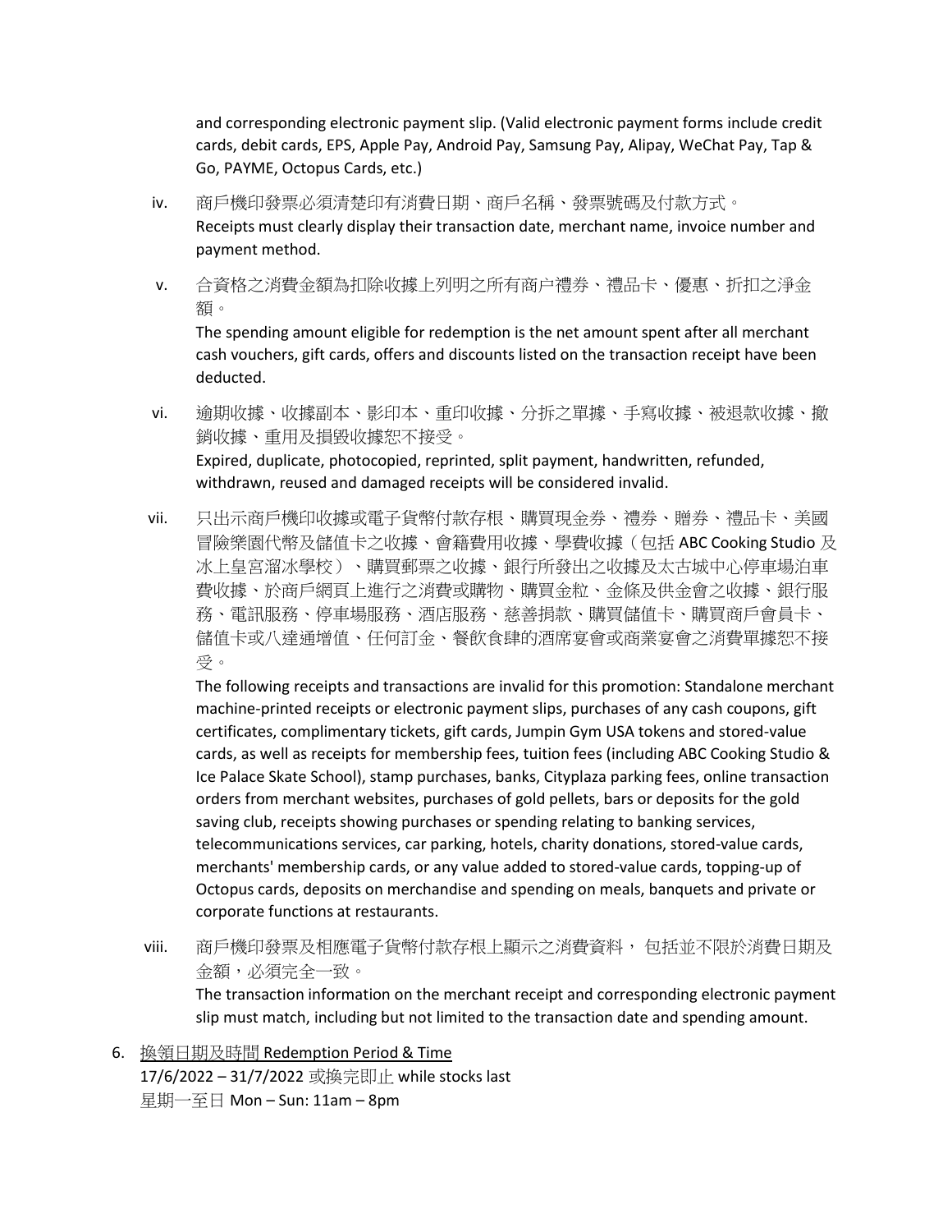and corresponding electronic payment slip. (Valid electronic payment forms include credit cards, debit cards, EPS, Apple Pay, Android Pay, Samsung Pay, Alipay, WeChat Pay, Tap & Go, PAYME, Octopus Cards, etc.)

iv. 商戶機印發票必須清楚印有消費日期、商戶名稱、發票號碼及付款方式。
Receipts must clearly display their transaction date, merchant name, invoice number and payment method.

v. 合資格之消費金額為扣除收據上列明之所有商户禮券、禮品卡、優惠、折扣之淨金額。
The spending amount eligible for redemption is the net amount spent after all merchant cash vouchers, gift cards, offers and discounts listed on the transaction receipt have been deducted.

vi. 逾期收據、收據副本、影印本、重印收據、分拆之單據、手寫收據、被退款收據、撤銷收據、重用及損毀收據恕不接受。
Expired, duplicate, photocopied, reprinted, split payment, handwritten, refunded, withdrawn, reused and damaged receipts will be considered invalid.

vii. 只出示商戶機印收據或電子貨幣付款存根、購買現金券、禮券、贈券、禮品卡、美國冒險樂園代幣及儲值卡之收據、會籍費用收據、學費收據（包括 ABC Cooking Studio 及冰上皇宮溜冰學校）、購買郵票之收據、銀行所發出之收據及太古城中心停車場泊車費收據、於商戶網頁上進行之消費或購物、購買金粒、金條及供金會之收據、銀行服務、電訊服務、停車場服務、酒店服務、慈善捐款、購買儲值卡、購買商戶會員卡、儲值卡或八達通增值、任何訂金、餐飲食肆的酒席宴會或商業宴會之消費單據恕不接受。
The following receipts and transactions are invalid for this promotion: Standalone merchant machine-printed receipts or electronic payment slips, purchases of any cash coupons, gift certificates, complimentary tickets, gift cards, Jumpin Gym USA tokens and stored-value cards, as well as receipts for membership fees, tuition fees (including ABC Cooking Studio & Ice Palace Skate School), stamp purchases, banks, Cityplaza parking fees, online transaction orders from merchant websites, purchases of gold pellets, bars or deposits for the gold saving club, receipts showing purchases or spending relating to banking services, telecommunications services, car parking, hotels, charity donations, stored-value cards, merchants' membership cards, or any value added to stored-value cards, topping-up of Octopus cards, deposits on merchandise and spending on meals, banquets and private or corporate functions at restaurants.

viii. 商戶機印發票及相應電子貨幣付款存根上顯示之消費資料， 包括並不限於消費日期及金額，必須完全一致。
The transaction information on the merchant receipt and corresponding electronic payment slip must match, including but not limited to the transaction date and spending amount.

6. 換領日期及時間 Redemption Period & Time
17/6/2022 – 31/7/2022 或換完即止 while stocks last
星期一至日 Mon – Sun: 11am – 8pm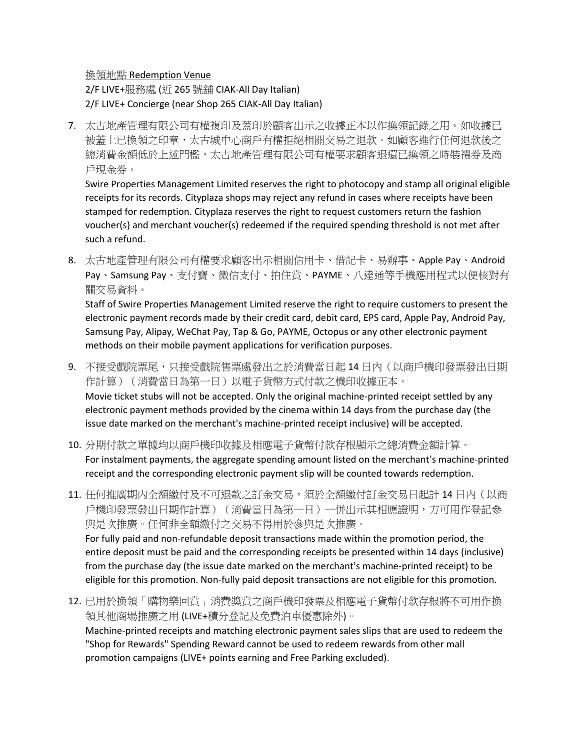<u>換領地點 Redemption Venue</u>

2/F LIVE+服務處 (近 265 號舖 CIAK-All Day Italian)
2/F LIVE+ Concierge (near Shop 265 CIAK-All Day Italian)

7. 太古地產管理有限公司有權複印及蓋印於顧客出示之收據正本以作換領記錄之用。如收據已被蓋上已換領之印章，太古城中心商戶有權拒絕相關交易之退款。如顧客進行任何退款後之總消費金額低於上述門檻，太古地產管理有限公司有權要求顧客退還已換領之時裝禮券及商戶現金券。

   Swire Properties Management Limited reserves the right to photocopy and stamp all original eligible receipts for its records. Cityplaza shops may reject any refund in cases where receipts have been stamped for redemption. Cityplaza reserves the right to request customers return the fashion voucher(s) and merchant voucher(s) redeemed if the required spending threshold is not met after such a refund.

8. 太古地產管理有限公司有權要求顧客出示相關信用卡、借記卡、易辦事、Apple Pay、Android Pay、Samsung Pay、支付寶、微信支付、拍住賞、PAYME、八達通等手機應用程式以便核對有關交易資料。

   Staff of Swire Properties Management Limited reserve the right to require customers to present the electronic payment records made by their credit card, debit card, EPS card, Apple Pay, Android Pay, Samsung Pay, Alipay, WeChat Pay, Tap & Go, PAYME, Octopus or any other electronic payment methods on their mobile payment applications for verification purposes.

9. 不接受戲院票尾，只接受戲院售票處發出之於消費當日起 14 日內（以商戶機印發票發出日期作計算）（消費當日為第一日）以電子貨幣方式付款之機印收據正本。

   Movie ticket stubs will not be accepted. Only the original machine-printed receipt settled by any electronic payment methods provided by the cinema within 14 days from the purchase day (the issue date marked on the merchant's machine-printed receipt inclusive) will be accepted.

10. 分期付款之單據均以商戶機印收據及相應電子貨幣付款存根顯示之總消費金額計算。

    For instalment payments, the aggregate spending amount listed on the merchant's machine-printed receipt and the corresponding electronic payment slip will be counted towards redemption.

11. 任何推廣期內全額繳付及不可退款之訂金交易，須於全額繳付訂金交易日起計 14 日內（以商戶機印發票發出日期作計算）（消費當日為第一日）一併出示其相應證明，方可用作登記參與是次推廣。任何非全額繳付之交易不得用於參與是次推廣。

    For fully paid and non-refundable deposit transactions made within the promotion period, the entire deposit must be paid and the corresponding receipts be presented within 14 days (inclusive) from the purchase day (the issue date marked on the merchant's machine-printed receipt) to be eligible for this promotion. Non-fully paid deposit transactions are not eligible for this promotion.

12. 已用於換領「購物樂回賞」消費獎賞之商戶機印發票及相應電子貨幣付款存根將不可用作換領其他商場推廣之用 (LIVE+積分登記及免費泊車優惠除外)。

    Machine-printed receipts and matching electronic payment sales slips that are used to redeem the "Shop for Rewards" Spending Reward cannot be used to redeem rewards from other mall promotion campaigns (LIVE+ points earning and Free Parking excluded).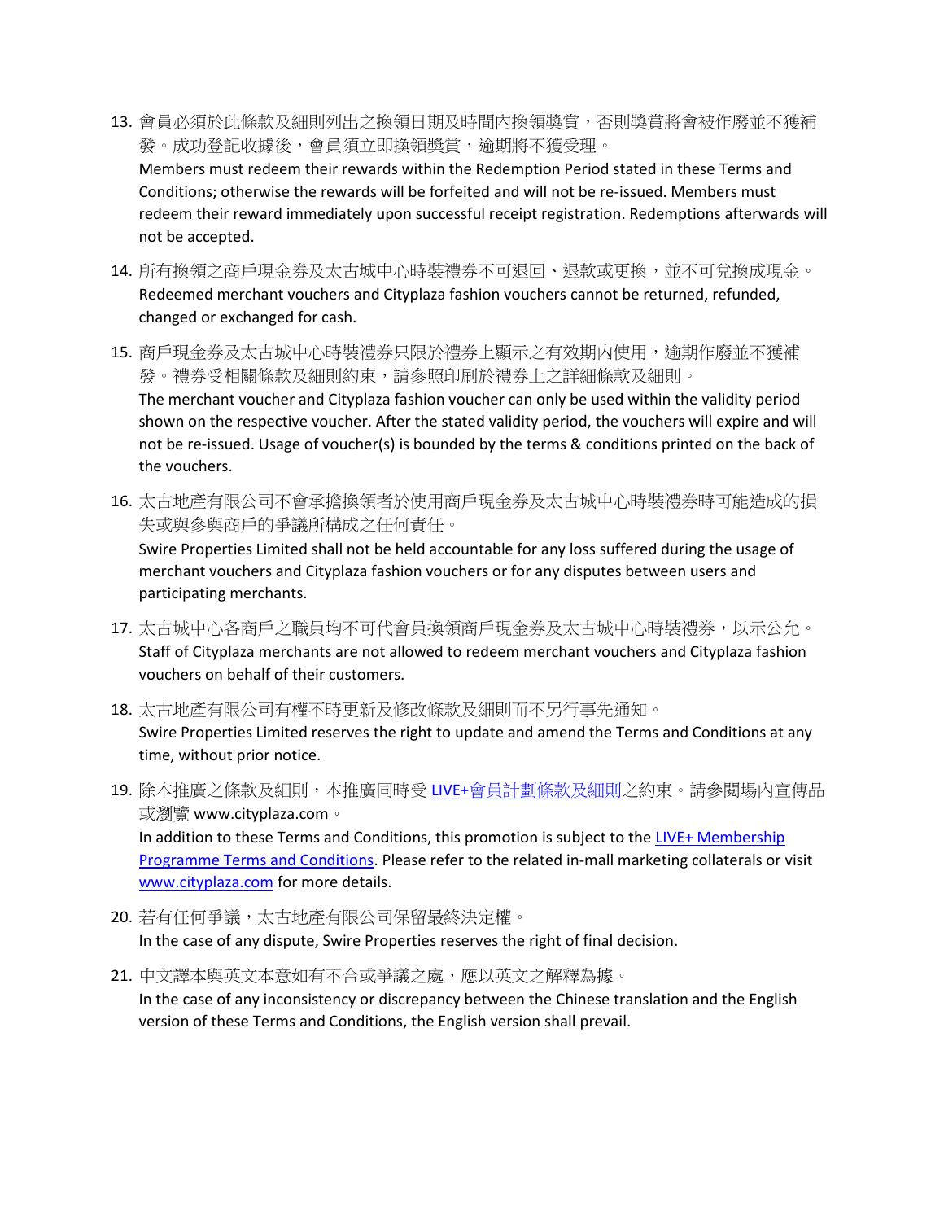13. 會員必須於此條款及細則列出之換領日期及時間內換領獎賞，否則獎賞將會被作廢並不獲補發。成功登記收據後，會員須立即換領獎賞，逾期將不獲受理。
    Members must redeem their rewards within the Redemption Period stated in these Terms and Conditions; otherwise the rewards will be forfeited and will not be re-issued. Members must redeem their reward immediately upon successful receipt registration. Redemptions afterwards will not be accepted.

14. 所有換領之商戶現金券及太古城中心時裝禮券不可退回、退款或更換，並不可兌換成現金。
    Redeemed merchant vouchers and Cityplaza fashion vouchers cannot be returned, refunded, changed or exchanged for cash.

15. 商戶現金券及太古城中心時裝禮券只限於禮券上顯示之有效期內使用，逾期作廢並不獲補發。禮券受相關條款及細則約束，請參照印刷於禮券上之詳細條款及細則。
    The merchant voucher and Cityplaza fashion voucher can only be used within the validity period shown on the respective voucher. After the stated validity period, the vouchers will expire and will not be re-issued. Usage of voucher(s) is bounded by the terms & conditions printed on the back of the vouchers.

16. 太古地產有限公司不會承擔換領者於使用商戶現金券及太古城中心時裝禮券時可能造成的損失或與參與商戶的爭議所構成之任何責任。
    Swire Properties Limited shall not be held accountable for any loss suffered during the usage of merchant vouchers and Cityplaza fashion vouchers or for any disputes between users and participating merchants.

17. 太古城中心各商戶之職員均不可代會員換領商戶現金券及太古城中心時裝禮券，以示公允。
    Staff of Cityplaza merchants are not allowed to redeem merchant vouchers and Cityplaza fashion vouchers on behalf of their customers.

18. 太古地產有限公司有權不時更新及修改條款及細則而不另行事先通知。
    Swire Properties Limited reserves the right to update and amend the Terms and Conditions at any time, without prior notice.

19. 除本推廣之條款及細則，本推廣同時受 LIVE+會員計劃條款及細則之約束。請參閱場內宣傳品或瀏覽 www.cityplaza.com。
    In addition to these Terms and Conditions, this promotion is subject to the LIVE+ Membership Programme Terms and Conditions. Please refer to the related in-mall marketing collaterals or visit www.cityplaza.com for more details.

20. 若有任何爭議，太古地產有限公司保留最終決定權。
    In the case of any dispute, Swire Properties reserves the right of final decision.

21. 中文譯本與英文本意如有不合或爭議之處，應以英文之解釋為據。
    In the case of any inconsistency or discrepancy between the Chinese translation and the English version of these Terms and Conditions, the English version shall prevail.